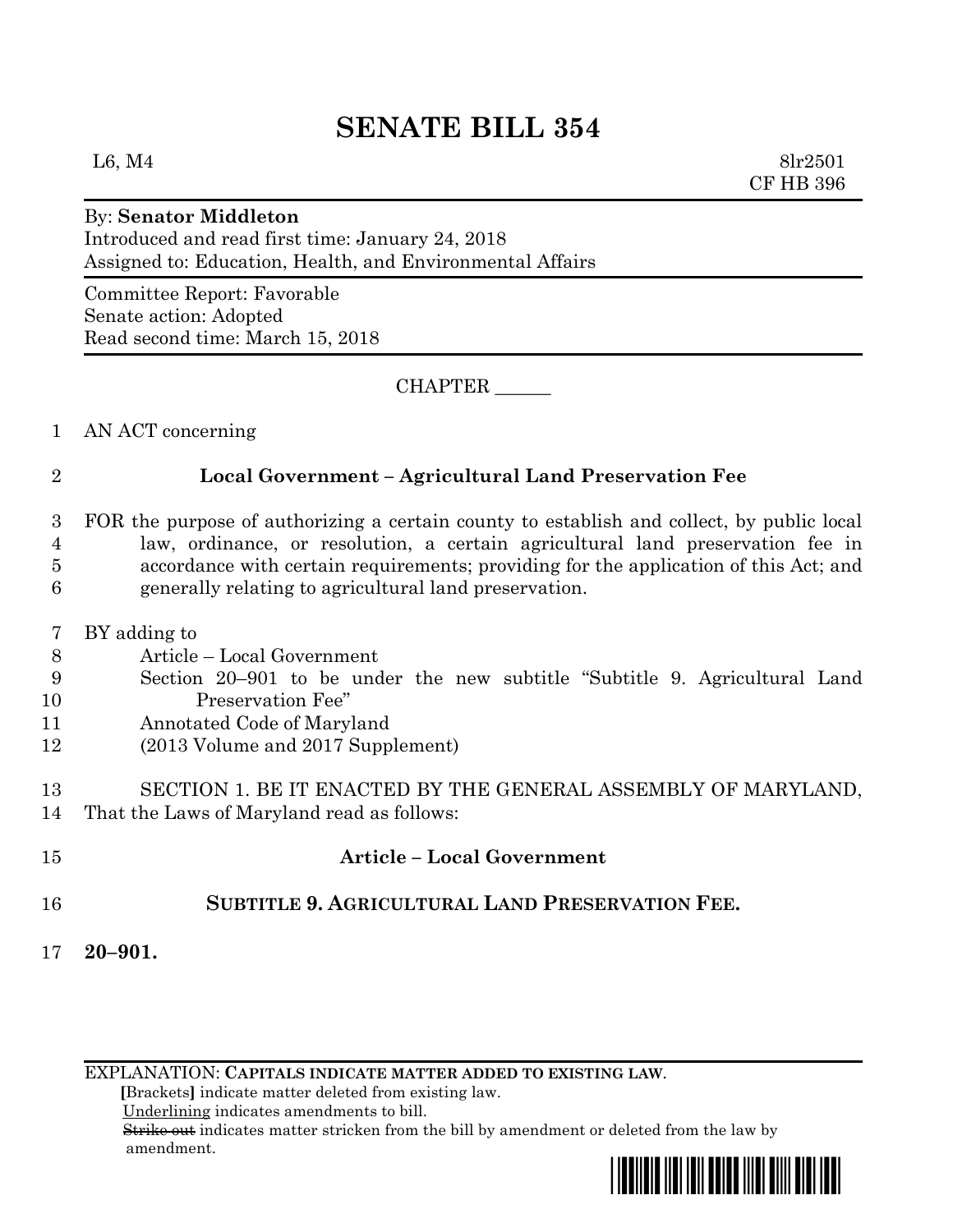# SENATE BILL 354

L6, M4 8lr2501
CF HB 396

By: **Senator Middleton**
Introduced and read first time: January 24, 2018
Assigned to: Education, Health, and Environmental Affairs

Committee Report: Favorable
Senate action: Adopted
Read second time: March 15, 2018

CHAPTER ______

1 AN ACT concerning

2 **Local Government – Agricultural Land Preservation Fee**

3 FOR the purpose of authorizing a certain county to establish and collect, by public local
4 law, ordinance, or resolution, a certain agricultural land preservation fee in
5 accordance with certain requirements; providing for the application of this Act; and
6 generally relating to agricultural land preservation.

7 BY adding to
8 Article – Local Government
9 Section 20–901 to be under the new subtitle "Subtitle 9. Agricultural Land
10 Preservation Fee"
11 Annotated Code of Maryland
12 (2013 Volume and 2017 Supplement)

13 SECTION 1. BE IT ENACTED BY THE GENERAL ASSEMBLY OF MARYLAND,
14 That the Laws of Maryland read as follows:

15 **Article – Local Government**

16 **SUBTITLE 9. AGRICULTURAL LAND PRESERVATION FEE.**

17 **20–901.**

EXPLANATION: **CAPITALS INDICATE MATTER ADDED TO EXISTING LAW.**
**[**Brackets**]** indicate matter deleted from existing law.
Underlining indicates amendments to bill.
~~Strike out~~ indicates matter stricken from the bill by amendment or deleted from the law by amendment.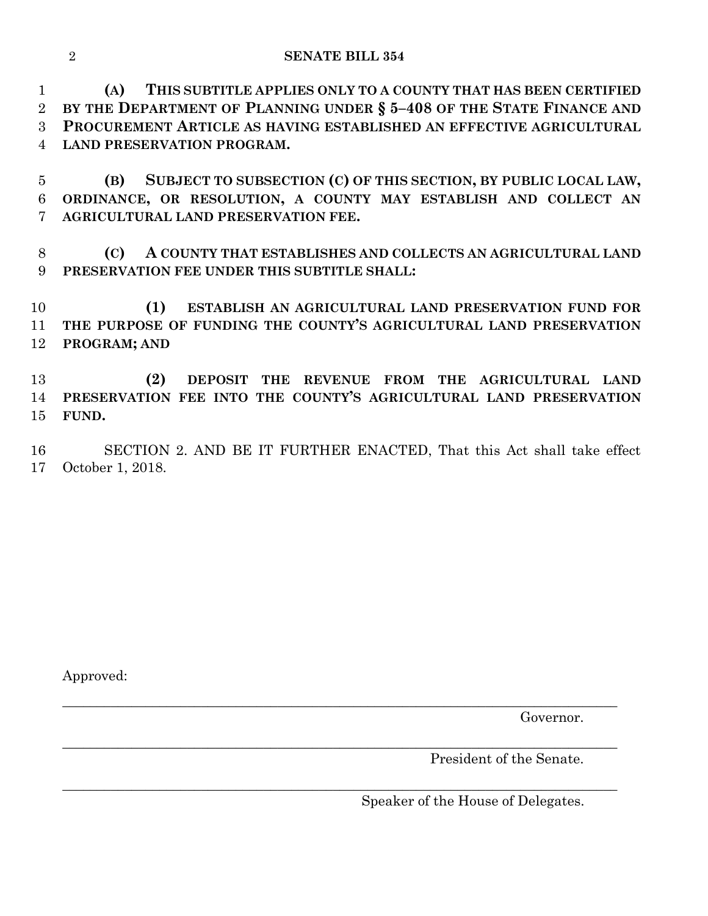**(A) THIS SUBTITLE APPLIES ONLY TO A COUNTY THAT HAS BEEN CERTIFIED BY THE DEPARTMENT OF PLANNING UNDER § 5–408 OF THE STATE FINANCE AND PROCUREMENT ARTICLE AS HAVING ESTABLISHED AN EFFECTIVE AGRICULTURAL LAND PRESERVATION PROGRAM.**

**(B) SUBJECT TO SUBSECTION (C) OF THIS SECTION, BY PUBLIC LOCAL LAW, ORDINANCE, OR RESOLUTION, A COUNTY MAY ESTABLISH AND COLLECT AN AGRICULTURAL LAND PRESERVATION FEE.**

**(C) A COUNTY THAT ESTABLISHES AND COLLECTS AN AGRICULTURAL LAND PRESERVATION FEE UNDER THIS SUBTITLE SHALL:**

**(1) ESTABLISH AN AGRICULTURAL LAND PRESERVATION FUND FOR THE PURPOSE OF FUNDING THE COUNTY'S AGRICULTURAL LAND PRESERVATION PROGRAM; AND**

**(2) DEPOSIT THE REVENUE FROM THE AGRICULTURAL LAND PRESERVATION FEE INTO THE COUNTY'S AGRICULTURAL LAND PRESERVATION FUND.**

SECTION 2. AND BE IT FURTHER ENACTED, That this Act shall take effect October 1, 2018.

Approved:

\_\_\_\_\_\_\_\_\_\_\_\_\_\_\_\_\_\_\_\_\_\_\_\_\_\_\_\_\_\_\_\_\_\_\_\_\_\_\_\_\_\_\_\_

Governor.

\_\_\_\_\_\_\_\_\_\_\_\_\_\_\_\_\_\_\_\_\_\_\_\_\_\_\_\_\_\_\_\_\_\_\_\_\_\_\_\_\_\_\_\_

President of the Senate.

\_\_\_\_\_\_\_\_\_\_\_\_\_\_\_\_\_\_\_\_\_\_\_\_\_\_\_\_\_\_\_\_\_\_\_\_\_\_\_\_\_\_\_\_

Speaker of the House of Delegates.